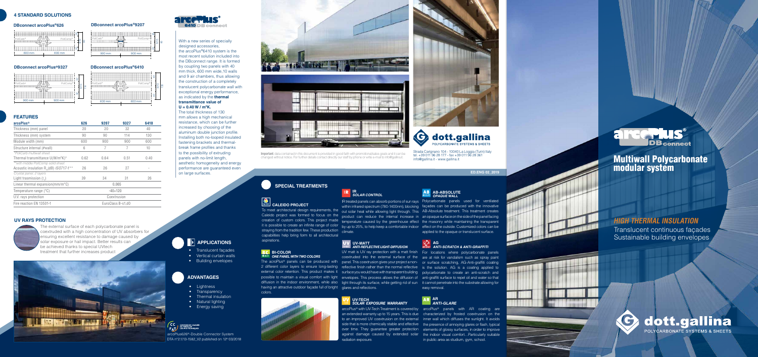## 4 STANDARD SOLUTIONS

**DBconnect arcoPlus®626**

**DBconnect arcoPlus®9207**

**DBconnect arcoPlus®9327**

**DBconnect arcoPlus®6410**

## FEATURES

| arcoPlus® | 626 | 9207 | 9327 | 6410 |
|---|---|---|---|---|
| Thickness (mm) panel | 20 | 20 | 32 | 40 |
| Thickness (mm) system | 90 | 90 | 114 | 130 |
| Module width (mm) | 600 | 900 | 900 | 600 |
| Structure internal (#wall) | 6 | 7 | 7 | 10 |
| *PolCarb multiwall sheet* | | | | |
| Thermal transmittance U($W/m^2K$)* | 0.62 | 0.64 | 0.51 | 0.40 |
| *with middle PolComp solid sheet | | | | |
| Acoustic insulation $R_w$(dB) ISO717-1** | 26 | 26 | 27 | - |
| *Crystal panel, 2 layers* | | | | |
| Light trasmission ($t_v$) | 39 | 34 | 31 | 26 |
| Linear thermal expansion(mm/m°C) | 0,065 | | | |
| Temperature range (°C) | -40+120 | | | |
| U.V. rays protection | Coextrusion | | | |
| Fire reaction EN 13501-1 | EuroClass B-s1,d0 | | | |

## UV RAYS PROTECTION

The external surface of each polycarbonate panel is coextruded with a high concentration of UV absorbers for ensuring excellent resistance to damage caused by solar exposure or hail impact. Better results can be achieved thanks to special UVtech treatment that further increases product

**arcoPlus® 6410 DB connect**

With a new series of specially designed accessories, the arcoPlus®6410 system is the most recent solution included into the DBconnect range. It is formed by coupling two panels with 40 mm thick, 600 mm wide,10 walls and 9 air chambers, thus allowing the construction of a completely translucent polycarbonate wall with exceptional energy performance, as indicated by the **thermal transmittance value of U = 0.40 W / m²K.**

The total thickness of 130 mm allows a high mechanical resistance, which can be further increased by choosing of the aluminum double junction profile. Installing both no-looped insulated fastening brackets and thermal-break frame profiles and thanks to the possibility of extruding panels with no-limit length, aesthetic homogeneity and energy performance are guaranteed even on large surfaces.

## APPLICATIONS

- Translucent façades
- Vertical curtain walls
- Building envelopes

## ADVANTAGES

- Lightness
- Transparency
- Thermal insulation
- Natural lighting
- Energy saving

arcoPlus626®-Double Connector System
DTA n°2.1/13-1582_V2 published on 12th 03/2018

**Important:** data contained in this document is provided in good faith with promotional/sales goals and it can be changed without notice. For further details contact directly our staff by phone or write e-mail to info@gallina.it.

**dott.gallina** POLYCARBONATE SYSTEMS & SHEETS

Strada Carignano 104 - 10040 La Loggia (Turin) Italy
tel. +39 011 96 28 177 - fax +39 011 96 28 361
info@gallina.it - www.gallina.it

ED.ENG 02_2019

## SPECIAL TREATMENTS

### CALEIDO PROJECT

To meet architectural design requirements, the Caleido project was formed to focus on the creation of custom colors. This project made it is possible to create an infinite range of color straying from the tradition few. These production capabilities help bring form to all architectural aspirations.

### BC BI-COLOR
***ONE PANEL WITH TWO COLORS***

The arcoPlus® panels can be produced with 2 different color layers to ensure long-lasting external color retention. This product makes it possible to maintain a visual comfort with light diffusion in the indoor environment, while also having an attractive outdoor façade full of bright colors.

### IR
***SOLAR CONTROL***

IR treated panels can absorb portions of sun rays within infrared spectrum (780-1400nm), blocking out solar heat while allowing light through. This product can reduce the internal increase in temperature caused by the greenhouse effect by up to 25%, to help keep a comfortable indoor climate.

### UV UV-MATT
***ANTI-REFLECTIVE LIGHT-DIFFUSION***

UV matt is UV ray protection with a matt finish coextruded into the external surface of the panel. This coextrusion gives your project a non-reflective finish rather than the normal reflective surface you would have with transparent building envelopes. This process allows the diffusion of light through its surface, while getting rid of sun glares and reflections.

### UV UV-TECH
***SOLAR EXPOSURE WARRANTY***

arcoPlus® with UV-Tech Treatment is covered by an extended warranty up to 15 years. This is due to an improved UV coextrusion on the external side that is more chemically stable and effective over time. They guarantee greater protection against damage caused by extended solar radiation exposure.

### AB AB-ABSOLUTE
***OPAQUE WALL***

Polycarbonate panels used for ventilated façades can be produced with the innovative AB-Absolute treatment. This treatment creates an opaque surface on the side of the panel facing the masonry while maintaining the transparent effect on the outside. Customized colors can be applied to the opaque or translucent surface.

### AG
***ANTI-SCRATCH & ANTI-GRAFFITI***

For locations where polycarbonate panels are at risk for vandalism such as spray paint or surface scratching, AG-Anti-graffiti coating is the solution. AG is a coating applied to polycarbonate to create an anti-scratch and anti-graffiti surface to repel oil and water so that it cannot penetrate into the substrate allowing for easy removal.

### AR
***ANTI-GLARE***

arcoPlus® panels with AR coating are characterized by frosted coextrusion on the inner wall which diffuses the sunlight. It avoids the presence of annoying glares or flash, typical elements of glossy surfaces, in order to improve the indoor visual comfort...Particularly suitable in public area as studium, gym, school.

# arcoPlus® DBconnect

# Multiwall Polycarbonate modular system

### *HIGH THERMAL INSULATION*

Translucent continuous façades
Sustainable building envelopes

**dott.gallina** POLYCARBONATE SYSTEMS & SHEETS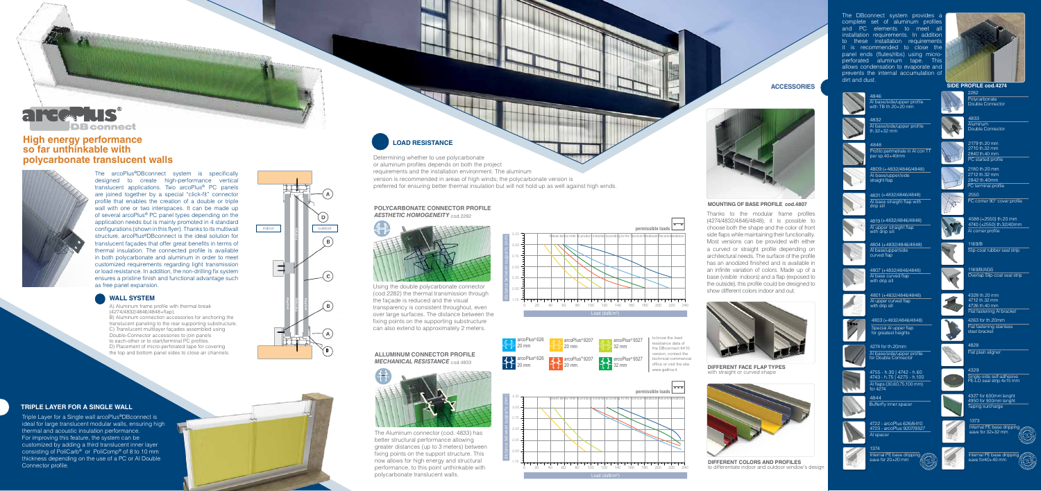# arcoPlus® DBconnect

## High energy performance so far unthinkable with polycarbonate translucent walls

The arcoPlus®DBconnect system is specifically designed to create high-performance vertical translucent applications. Two arcoPlus® PC panels are joined together by a special "click-fit" connector profile that enables the creation of a double or triple wall with one or two interspaces. It can be made up of several arcoPlus® PC panel types depending on the application needs but is mainly promoted in 4 standard configurations (shown in this flyer). Thanks to its multiwall structure, arcoPlus®DBconnect is the ideal solution for translucent façades that offer great benefits in terms of thermal insulation. The connected profile is available in both polycarbonate and aluminum in order to meet customized requirements regarding light transmission or load resistance. In addition, the non-drilling fix system ensures a pristine finish and functional advantage such as free panel expansion.

### WALL SYSTEM

A) Aluminum frame profile with thermal break (4274/4832/4846/4848+flap).
B) Aluminum connection accessories for anchoring the translucent paneling to the rear supporting substructure.
C) Translucent multilayer façades assembled using Double-Connector accessories to join panels to each-other or to start/terminal PC profiles.
D) Placement of micro-perforated tape for covering the top and bottom panel sides to close air channels.

indoor

outdoor

A D B C B A

### TRIPLE LAYER FOR A SINGLE WALL

Triple Layer for a Single wall arcoPlus®DBconnect is ideal for large translucent modular walls, ensuring high thermal and acoustic insulation performance. For improving this feature, the system can be customized by adding a third translucent inner layer consisting of PoliCarb® or PoliComp® of 8 to 10 mm thickness depending on the use of a PC or Al Double Connector profile.

## LOAD RESISTANCE

Determining whether to use polycarbonate or aluminum profiles depends on both the project requirements and the installation environment. The aluminum version is recommended in areas of high winds; the polycarbonate version is preferred for ensuring better thermal insulation but will not hold up as well against high winds.

### POLYCARBONATE CONNECTOR PROFILE
*AESTHETIC HOMOGENEITY* cod.2282

Using the double polycarbonate connector (cod.2282) the thermal transmission through the façade is reduced and the visual transparency is consistent throughout, even over large surfaces. The distance between the fixing points on the supporting substructure can also extend to approximately 2 meters.

permissible loads

Values below refer to product installed according to the Technical Handbook Recommendation

Load (daN/m²)

0 20 40 60 80 100 120 140 160 180 200 220 240

arcoPlus®626 20 mm

arcoPlus®9207 20 mm

arcoPlus®9327 32 mm

arcoPlus®626 20 mm

arcoPlus®9207 20 mm

arcoPlus®9327 32 mm

to know the load resistance data of the DBconnect 6410 version, contact the technical-commercial office or visit the site www.gallina.it

### ALLUMINUM CONNECTOR PROFILE
*MECHANICAL RESISTANCE* cod.4833

The Aluminum connector (cod. 4833) has better structural performance allowing greater distances (up to 3 meters) between fixing points on the support structure. This now allows for high energy and structural performance, to this point unthinkable with polycarbonate translucent walls.

permissible loads

Values below refer to product installed according to the Technical Handbook Recommendation

Load (daN/m²)

0 20 40 60 80 100 120 140 160 180 200 220 240

## ACCESSORIES

The DBconnect system provides a complete set of aluminum profiles and PC elements to meet all installation requirements. In addition to these installation requirements it is recommended to close the panel ends (flutes/ribs) using micro-perforated aluminum tape. This allows condensation to evaporate and prevents the internal accumulation of dirt and dust.

**SIDE PROFILE cod.4274**

### MOUNTING OF BASE PROFILE cod.4807

Thanks to the modular frame profiles (4274/4832/4846/4848), it is possible to choose both the shape and the color of front side flaps while maintaining their functionality. Most versions can be provided with either a curved or straight profile depending on architectural needs. The surface of the profile has an anodized finished and is available in an infinite variation of colors. Made up of a base (visible indoors) and a flap (exposed to the outside), this profile could be designed to show different colors indoor and out.

**DIFFERENT FACE FLAP TYPES**
with straight or curved shape

**DIFFERENT COLORS AND PROFILES**
to differentiate indoor and outdoor window's design

4846
Al base/side/upper profile with TB th.20+20 mm

4832
Al base/side/upper profile th.32+32 mm

4848
Profilo perimetrale in Al con TT per sp.40+40mm

4809 (+4832/4846/4848)
Al base/upper/side straight flap

4831 (+4832/4846/4848)
Al base straight flap with drip sill

4819 (+4832/4846/4848)
Al upper straight flap with drip sill

4804 (+4832/4846/4848)
Al base/upper/side curved flap

4807 (+4832/4846/4848)
Al base curved flap with drip sill

4801 (+4832/4846/4848)
Al upper curved flap with drip sill

4803 (+4832/4846/4848)
Special Al upper flap for greatest heights

4274 for th.20mm
Al base/side/upper profile for Double Connector

4755 - h.30 | 4742 - h.60
4743 - h.75 | 4275 - h.100
Al flaps (30,60,75,100 mm) for 4274

4844
Butterfly inner spacer

4722 - arcoPlus 626/6410
4723 - arcoPlus 9207/9327
Al spacer

1374
Internal PE base dripping eave for 20+20 mm

2282
Polycarbonate Double Connector

4833
Aluminum Double Connector

2179 th.20 mm
2710 th.32 mm
2840 th.40 mm
PC started profile

2180 th.20 mm
2712 th.32 mm
2842 th.40mm
PC terminal profile

2550
PC corner 90° cover profile

4588 (+2550) th.20 mm
4740 (+2550) th.32/40mm
Al corner profile

1169/B
Slip-coat rubber seal strip

1169/B/AGS
Overlap Slip-coat seal strip

4328 th.20 mm
4712 th.32 mm
4726 th.40 mm
Flat fastening Al bracket

4263 for th.20mm
Flat fastening stainless steel bracket

4828
Flat plain aligner

4329
Single-side self-adhesive PE-LD seal strip 4x15 mm

4327 for 600mm lenght
4950 for 900mm lenght
Taping surcharge

1373
Internal PE base dripping eave for 32+32 mm

Internal PE base dripping eave for40+40 mm